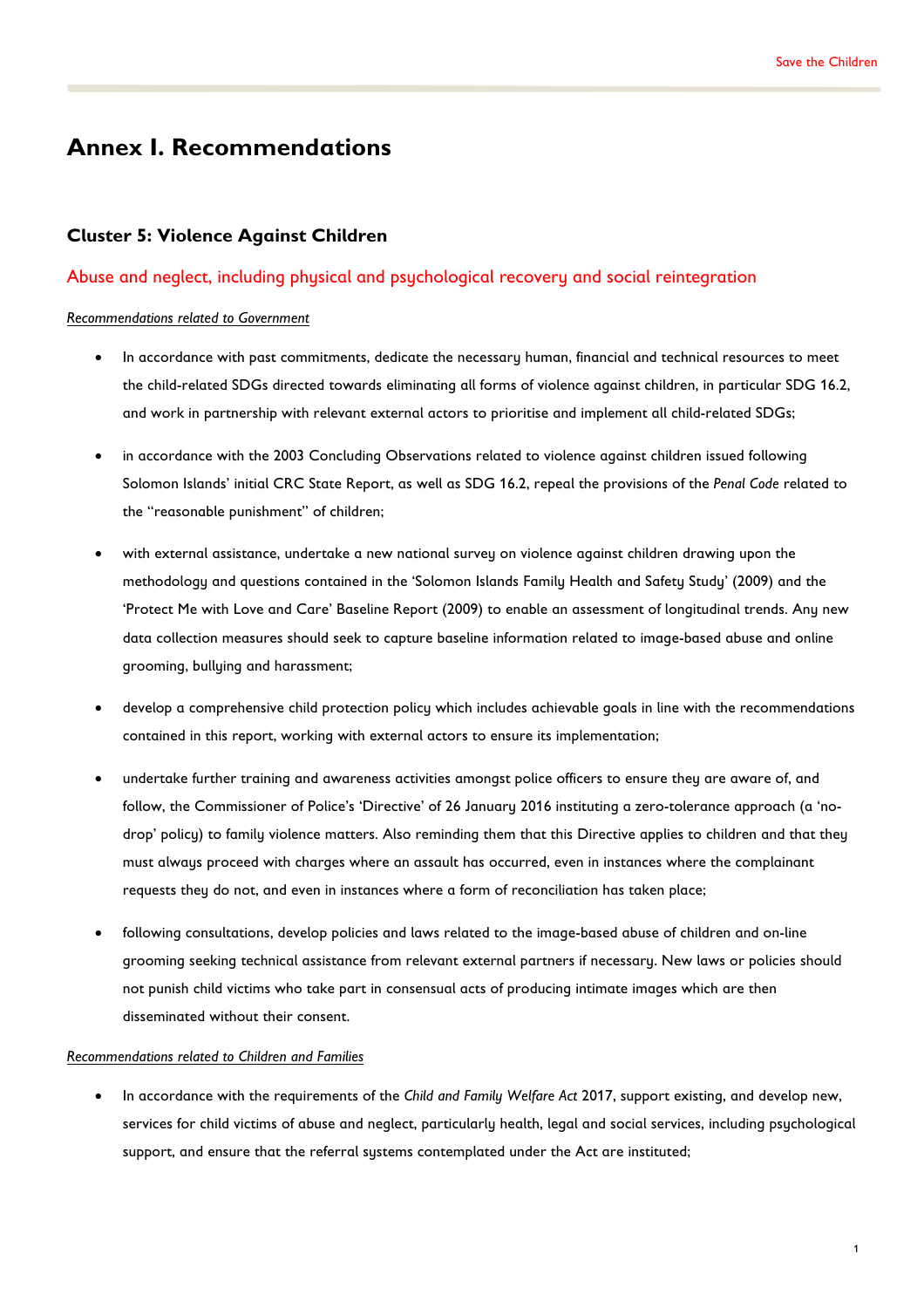# Annex I. Recommendations

## Cluster 5: Violence Against Children

### Abuse and neglect, including physical and psychological recovery and social reintegration

*Recommendations related to Government*

- In accordance with past commitments, dedicate the necessary human, financial and technical resources to meet the child-related SDGs directed towards eliminating all forms of violence against children, in particular SDG 16.2, and work in partnership with relevant external actors to prioritise and implement all child-related SDGs;
- in accordance with the 2003 Concluding Observations related to violence against children issued following Solomon Islands' initial CRC State Report, as well as SDG 16.2, repeal the provisions of the *Penal Code* related to the "reasonable punishment" of children;
- with external assistance, undertake a new national survey on violence against children drawing upon the methodology and questions contained in the 'Solomon Islands Family Health and Safety Study' (2009) and the 'Protect Me with Love and Care' Baseline Report (2009) to enable an assessment of longitudinal trends. Any new data collection measures should seek to capture baseline information related to image-based abuse and online grooming, bullying and harassment;
- develop a comprehensive child protection policy which includes achievable goals in line with the recommendations contained in this report, working with external actors to ensure its implementation;
- undertake further training and awareness activities amongst police officers to ensure they are aware of, and follow, the Commissioner of Police's 'Directive' of 26 January 2016 instituting a zero-tolerance approach (a 'no-drop' policy) to family violence matters. Also reminding them that this Directive applies to children and that they must always proceed with charges where an assault has occurred, even in instances where the complainant requests they do not, and even in instances where a form of reconciliation has taken place;
- following consultations, develop policies and laws related to the image-based abuse of children and on-line grooming seeking technical assistance from relevant external partners if necessary. New laws or policies should not punish child victims who take part in consensual acts of producing intimate images which are then disseminated without their consent.

*Recommendations related to Children and Families*

- In accordance with the requirements of the *Child and Family Welfare Act* 2017, support existing, and develop new, services for child victims of abuse and neglect, particularly health, legal and social services, including psychological support, and ensure that the referral systems contemplated under the Act are instituted;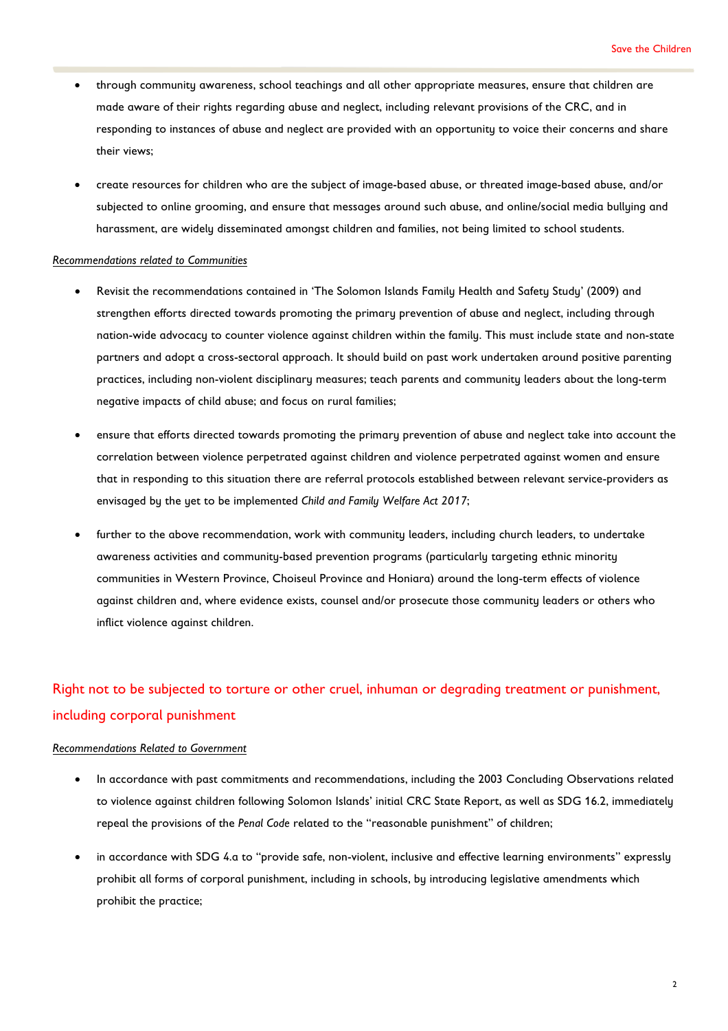- through community awareness, school teachings and all other appropriate measures, ensure that children are made aware of their rights regarding abuse and neglect, including relevant provisions of the CRC, and in responding to instances of abuse and neglect are provided with an opportunity to voice their concerns and share their views;
- create resources for children who are the subject of image-based abuse, or threated image-based abuse, and/or subjected to online grooming, and ensure that messages around such abuse, and online/social media bullying and harassment, are widely disseminated amongst children and families, not being limited to school students.

*Recommendations related to Communities*

- Revisit the recommendations contained in 'The Solomon Islands Family Health and Safety Study' (2009) and strengthen efforts directed towards promoting the primary prevention of abuse and neglect, including through nation-wide advocacy to counter violence against children within the family. This must include state and non-state partners and adopt a cross-sectoral approach. It should build on past work undertaken around positive parenting practices, including non-violent disciplinary measures; teach parents and community leaders about the long-term negative impacts of child abuse; and focus on rural families;
- ensure that efforts directed towards promoting the primary prevention of abuse and neglect take into account the correlation between violence perpetrated against children and violence perpetrated against women and ensure that in responding to this situation there are referral protocols established between relevant service-providers as envisaged by the yet to be implemented *Child and Family Welfare Act 2017*;
- further to the above recommendation, work with community leaders, including church leaders, to undertake awareness activities and community-based prevention programs (particularly targeting ethnic minority communities in Western Province, Choiseul Province and Honiara) around the long-term effects of violence against children and, where evidence exists, counsel and/or prosecute those community leaders or others who inflict violence against children.

## Right not to be subjected to torture or other cruel, inhuman or degrading treatment or punishment, including corporal punishment

*Recommendations Related to Government*

- In accordance with past commitments and recommendations, including the 2003 Concluding Observations related to violence against children following Solomon Islands' initial CRC State Report, as well as SDG 16.2, immediately repeal the provisions of the *Penal Code* related to the "reasonable punishment" of children;
- in accordance with SDG 4.a to "provide safe, non-violent, inclusive and effective learning environments" expressly prohibit all forms of corporal punishment, including in schools, by introducing legislative amendments which prohibit the practice;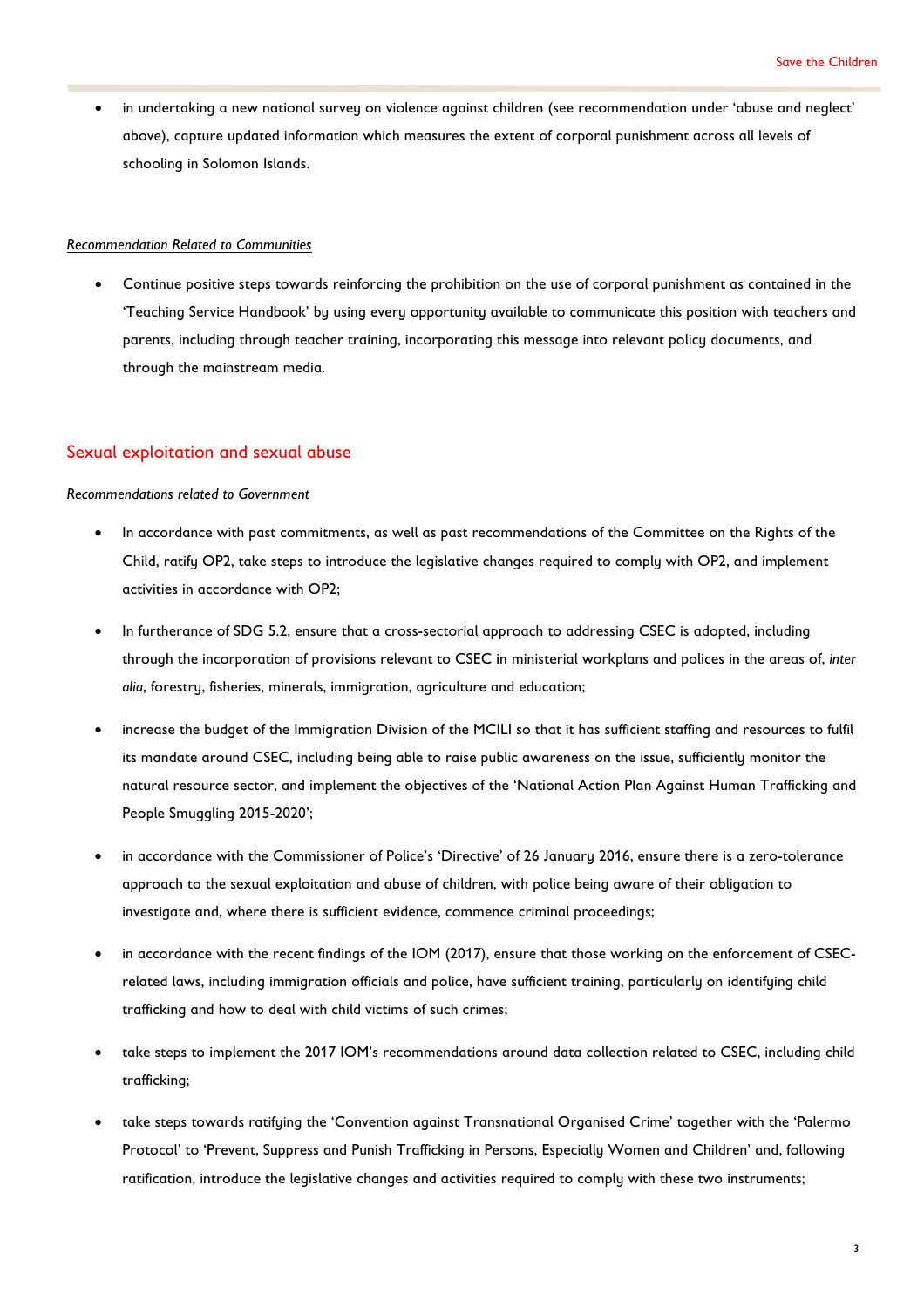- in undertaking a new national survey on violence against children (see recommendation under 'abuse and neglect' above), capture updated information which measures the extent of corporal punishment across all levels of schooling in Solomon Islands.

*Recommendation Related to Communities*

- Continue positive steps towards reinforcing the prohibition on the use of corporal punishment as contained in the 'Teaching Service Handbook' by using every opportunity available to communicate this position with teachers and parents, including through teacher training, incorporating this message into relevant policy documents, and through the mainstream media.

## Sexual exploitation and sexual abuse

*Recommendations related to Government*

- In accordance with past commitments, as well as past recommendations of the Committee on the Rights of the Child, ratify OP2, take steps to introduce the legislative changes required to comply with OP2, and implement activities in accordance with OP2;
- In furtherance of SDG 5.2, ensure that a cross-sectorial approach to addressing CSEC is adopted, including through the incorporation of provisions relevant to CSEC in ministerial workplans and polices in the areas of, *inter alia*, forestry, fisheries, minerals, immigration, agriculture and education;
- increase the budget of the Immigration Division of the MCILI so that it has sufficient staffing and resources to fulfil its mandate around CSEC, including being able to raise public awareness on the issue, sufficiently monitor the natural resource sector, and implement the objectives of the 'National Action Plan Against Human Trafficking and People Smuggling 2015-2020';
- in accordance with the Commissioner of Police's 'Directive' of 26 January 2016, ensure there is a zero-tolerance approach to the sexual exploitation and abuse of children, with police being aware of their obligation to investigate and, where there is sufficient evidence, commence criminal proceedings;
- in accordance with the recent findings of the IOM (2017), ensure that those working on the enforcement of CSEC-related laws, including immigration officials and police, have sufficient training, particularly on identifying child trafficking and how to deal with child victims of such crimes;
- take steps to implement the 2017 IOM's recommendations around data collection related to CSEC, including child trafficking;
- take steps towards ratifying the 'Convention against Transnational Organised Crime' together with the 'Palermo Protocol' to 'Prevent, Suppress and Punish Trafficking in Persons, Especially Women and Children' and, following ratification, introduce the legislative changes and activities required to comply with these two instruments;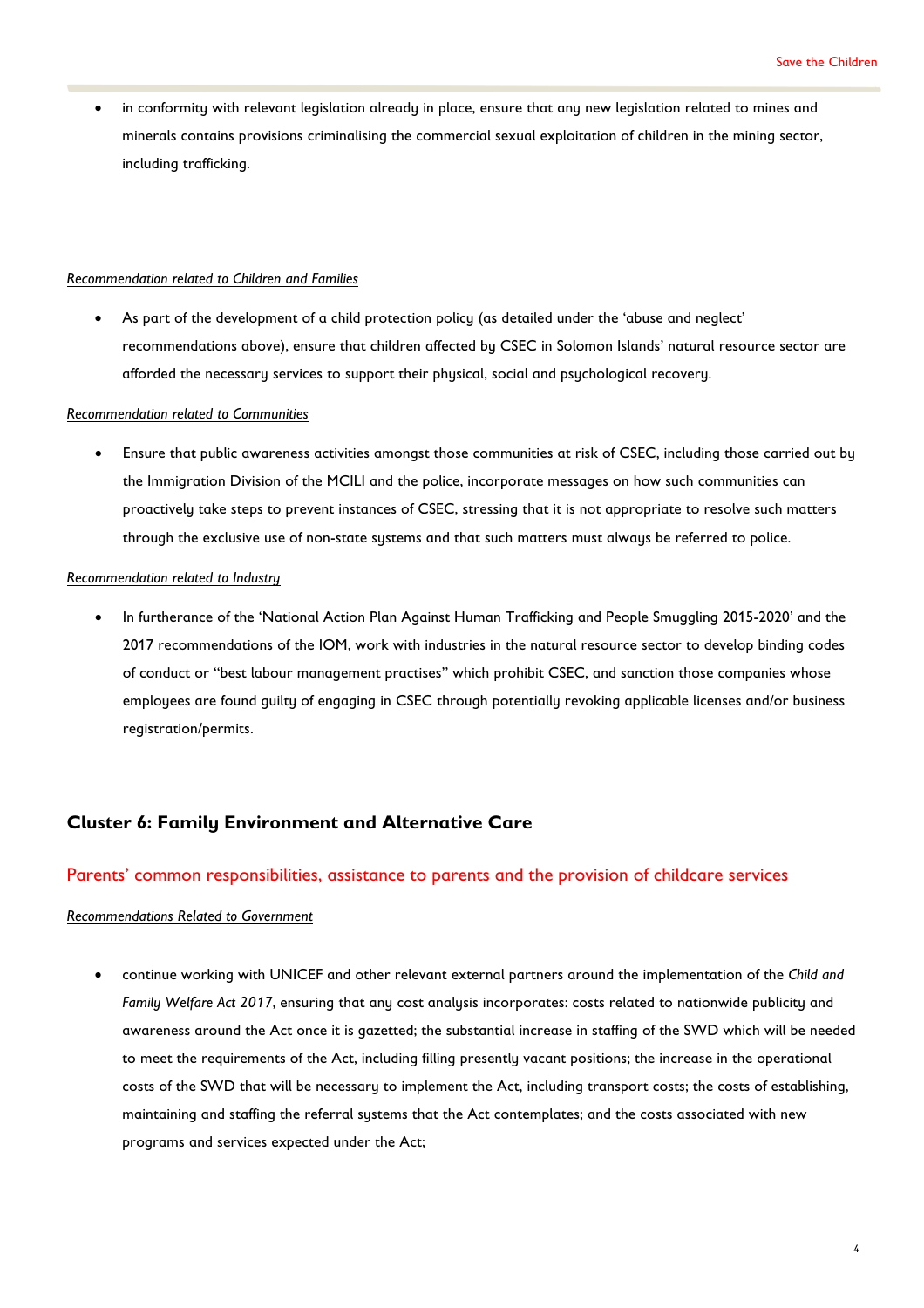- in conformity with relevant legislation already in place, ensure that any new legislation related to mines and minerals contains provisions criminalising the commercial sexual exploitation of children in the mining sector, including trafficking.

*Recommendation related to Children and Families*

- As part of the development of a child protection policy (as detailed under the 'abuse and neglect' recommendations above), ensure that children affected by CSEC in Solomon Islands' natural resource sector are afforded the necessary services to support their physical, social and psychological recovery.

*Recommendation related to Communities*

- Ensure that public awareness activities amongst those communities at risk of CSEC, including those carried out by the Immigration Division of the MCILI and the police, incorporate messages on how such communities can proactively take steps to prevent instances of CSEC, stressing that it is not appropriate to resolve such matters through the exclusive use of non-state systems and that such matters must always be referred to police.

*Recommendation related to Industry*

- In furtherance of the 'National Action Plan Against Human Trafficking and People Smuggling 2015-2020' and the 2017 recommendations of the IOM, work with industries in the natural resource sector to develop binding codes of conduct or "best labour management practises" which prohibit CSEC, and sanction those companies whose employees are found guilty of engaging in CSEC through potentially revoking applicable licenses and/or business registration/permits.

## Cluster 6: Family Environment and Alternative Care

### Parents' common responsibilities, assistance to parents and the provision of childcare services

*Recommendations Related to Government*

- continue working with UNICEF and other relevant external partners around the implementation of the *Child and Family Welfare Act 2017*, ensuring that any cost analysis incorporates: costs related to nationwide publicity and awareness around the Act once it is gazetted; the substantial increase in staffing of the SWD which will be needed to meet the requirements of the Act, including filling presently vacant positions; the increase in the operational costs of the SWD that will be necessary to implement the Act, including transport costs; the costs of establishing, maintaining and staffing the referral systems that the Act contemplates; and the costs associated with new programs and services expected under the Act;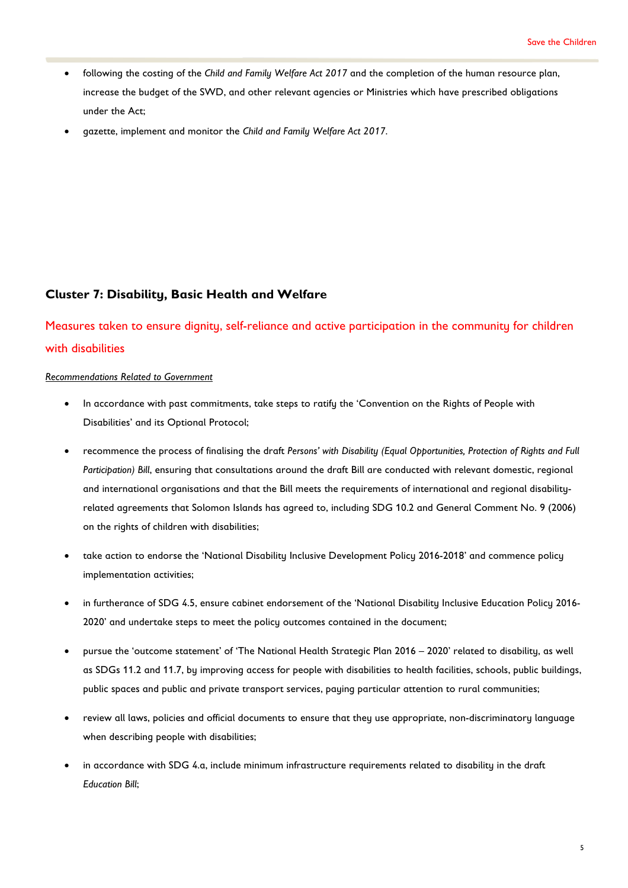- following the costing of the *Child and Family Welfare Act 2017* and the completion of the human resource plan, increase the budget of the SWD, and other relevant agencies or Ministries which have prescribed obligations under the Act;
- gazette, implement and monitor the *Child and Family Welfare Act 2017*.

## Cluster 7: Disability, Basic Health and Welfare

### Measures taken to ensure dignity, self-reliance and active participation in the community for children with disabilities

*Recommendations Related to Government*

- In accordance with past commitments, take steps to ratify the 'Convention on the Rights of People with Disabilities' and its Optional Protocol;
- recommence the process of finalising the draft *Persons' with Disability (Equal Opportunities, Protection of Rights and Full Participation) Bill*, ensuring that consultations around the draft Bill are conducted with relevant domestic, regional and international organisations and that the Bill meets the requirements of international and regional disability-related agreements that Solomon Islands has agreed to, including SDG 10.2 and General Comment No. 9 (2006) on the rights of children with disabilities;
- take action to endorse the 'National Disability Inclusive Development Policy 2016-2018' and commence policy implementation activities;
- in furtherance of SDG 4.5, ensure cabinet endorsement of the 'National Disability Inclusive Education Policy 2016-2020' and undertake steps to meet the policy outcomes contained in the document;
- pursue the 'outcome statement' of 'The National Health Strategic Plan 2016 – 2020' related to disability, as well as SDGs 11.2 and 11.7, by improving access for people with disabilities to health facilities, schools, public buildings, public spaces and public and private transport services, paying particular attention to rural communities;
- review all laws, policies and official documents to ensure that they use appropriate, non-discriminatory language when describing people with disabilities;
- in accordance with SDG 4.a, include minimum infrastructure requirements related to disability in the draft *Education Bill*;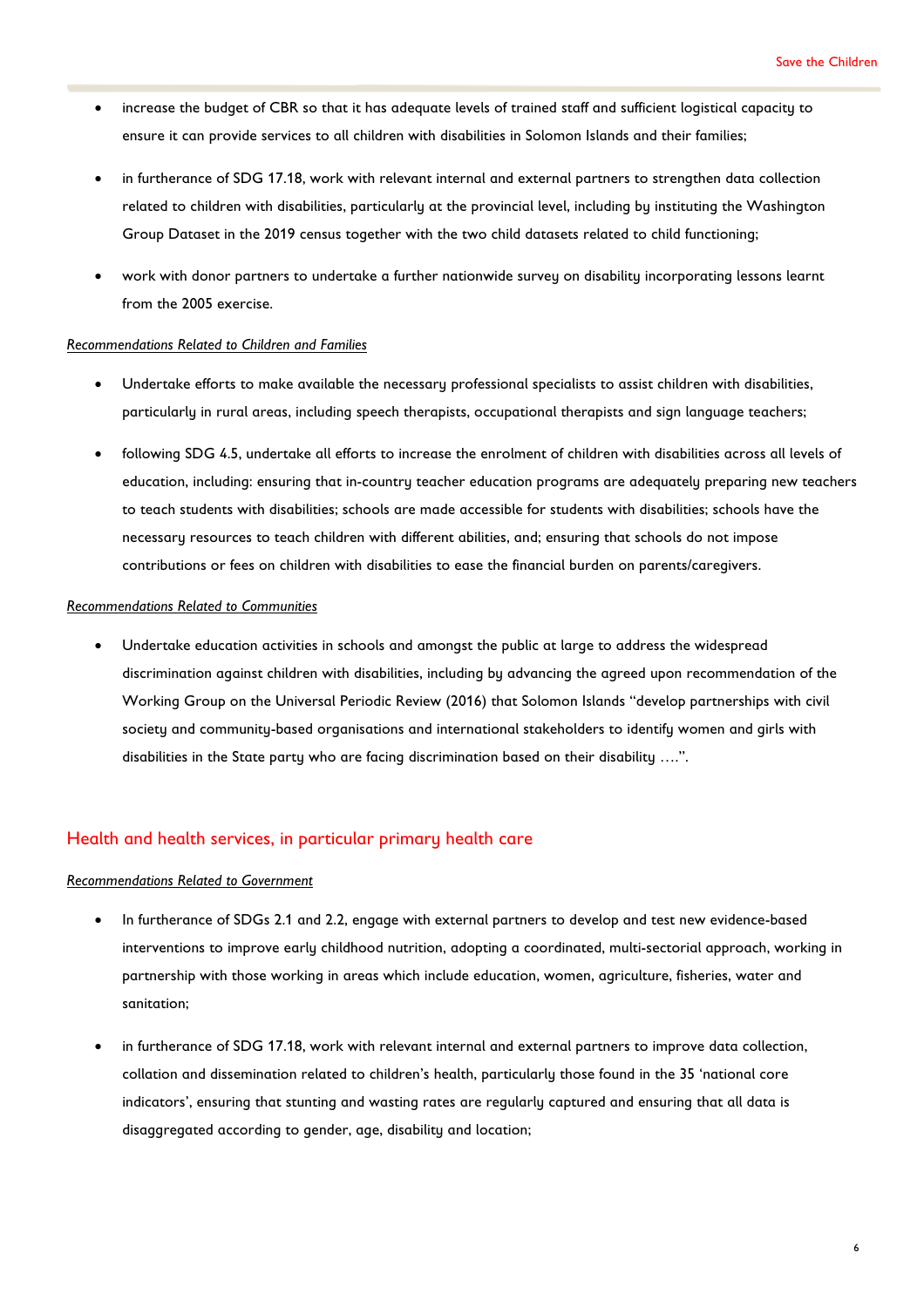- increase the budget of CBR so that it has adequate levels of trained staff and sufficient logistical capacity to ensure it can provide services to all children with disabilities in Solomon Islands and their families;
- in furtherance of SDG 17.18, work with relevant internal and external partners to strengthen data collection related to children with disabilities, particularly at the provincial level, including by instituting the Washington Group Dataset in the 2019 census together with the two child datasets related to child functioning;
- work with donor partners to undertake a further nationwide survey on disability incorporating lessons learnt from the 2005 exercise.

*Recommendations Related to Children and Families*

- Undertake efforts to make available the necessary professional specialists to assist children with disabilities, particularly in rural areas, including speech therapists, occupational therapists and sign language teachers;
- following SDG 4.5, undertake all efforts to increase the enrolment of children with disabilities across all levels of education, including: ensuring that in-country teacher education programs are adequately preparing new teachers to teach students with disabilities; schools are made accessible for students with disabilities; schools have the necessary resources to teach children with different abilities, and; ensuring that schools do not impose contributions or fees on children with disabilities to ease the financial burden on parents/caregivers.

*Recommendations Related to Communities*

- Undertake education activities in schools and amongst the public at large to address the widespread discrimination against children with disabilities, including by advancing the agreed upon recommendation of the Working Group on the Universal Periodic Review (2016) that Solomon Islands "develop partnerships with civil society and community-based organisations and international stakeholders to identify women and girls with disabilities in the State party who are facing discrimination based on their disability ….".

## Health and health services, in particular primary health care

*Recommendations Related to Government*

- In furtherance of SDGs 2.1 and 2.2, engage with external partners to develop and test new evidence-based interventions to improve early childhood nutrition, adopting a coordinated, multi-sectorial approach, working in partnership with those working in areas which include education, women, agriculture, fisheries, water and sanitation;
- in furtherance of SDG 17.18, work with relevant internal and external partners to improve data collection, collation and dissemination related to children's health, particularly those found in the 35 'national core indicators', ensuring that stunting and wasting rates are regularly captured and ensuring that all data is disaggregated according to gender, age, disability and location;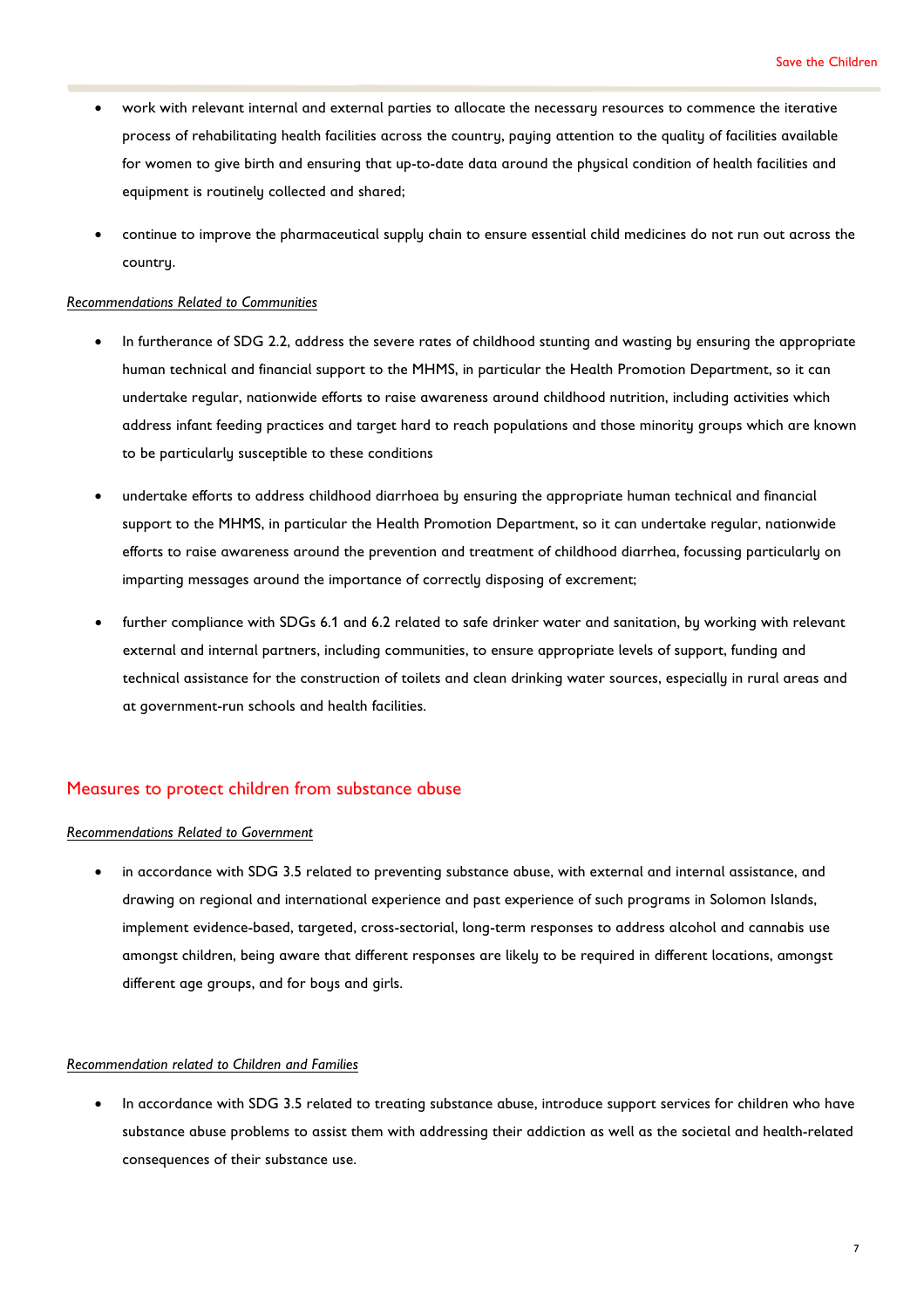- work with relevant internal and external parties to allocate the necessary resources to commence the iterative process of rehabilitating health facilities across the country, paying attention to the quality of facilities available for women to give birth and ensuring that up-to-date data around the physical condition of health facilities and equipment is routinely collected and shared;

- continue to improve the pharmaceutical supply chain to ensure essential child medicines do not run out across the country.

*Recommendations Related to Communities*

- In furtherance of SDG 2.2, address the severe rates of childhood stunting and wasting by ensuring the appropriate human technical and financial support to the MHMS, in particular the Health Promotion Department, so it can undertake regular, nationwide efforts to raise awareness around childhood nutrition, including activities which address infant feeding practices and target hard to reach populations and those minority groups which are known to be particularly susceptible to these conditions

- undertake efforts to address childhood diarrhoea by ensuring the appropriate human technical and financial support to the MHMS, in particular the Health Promotion Department, so it can undertake regular, nationwide efforts to raise awareness around the prevention and treatment of childhood diarrhea, focussing particularly on imparting messages around the importance of correctly disposing of excrement;

- further compliance with SDGs 6.1 and 6.2 related to safe drinker water and sanitation, by working with relevant external and internal partners, including communities, to ensure appropriate levels of support, funding and technical assistance for the construction of toilets and clean drinking water sources, especially in rural areas and at government-run schools and health facilities.

## Measures to protect children from substance abuse

*Recommendations Related to Government*

- in accordance with SDG 3.5 related to preventing substance abuse, with external and internal assistance, and drawing on regional and international experience and past experience of such programs in Solomon Islands, implement evidence-based, targeted, cross-sectorial, long-term responses to address alcohol and cannabis use amongst children, being aware that different responses are likely to be required in different locations, amongst different age groups, and for boys and girls.

*Recommendation related to Children and Families*

- In accordance with SDG 3.5 related to treating substance abuse, introduce support services for children who have substance abuse problems to assist them with addressing their addiction as well as the societal and health-related consequences of their substance use.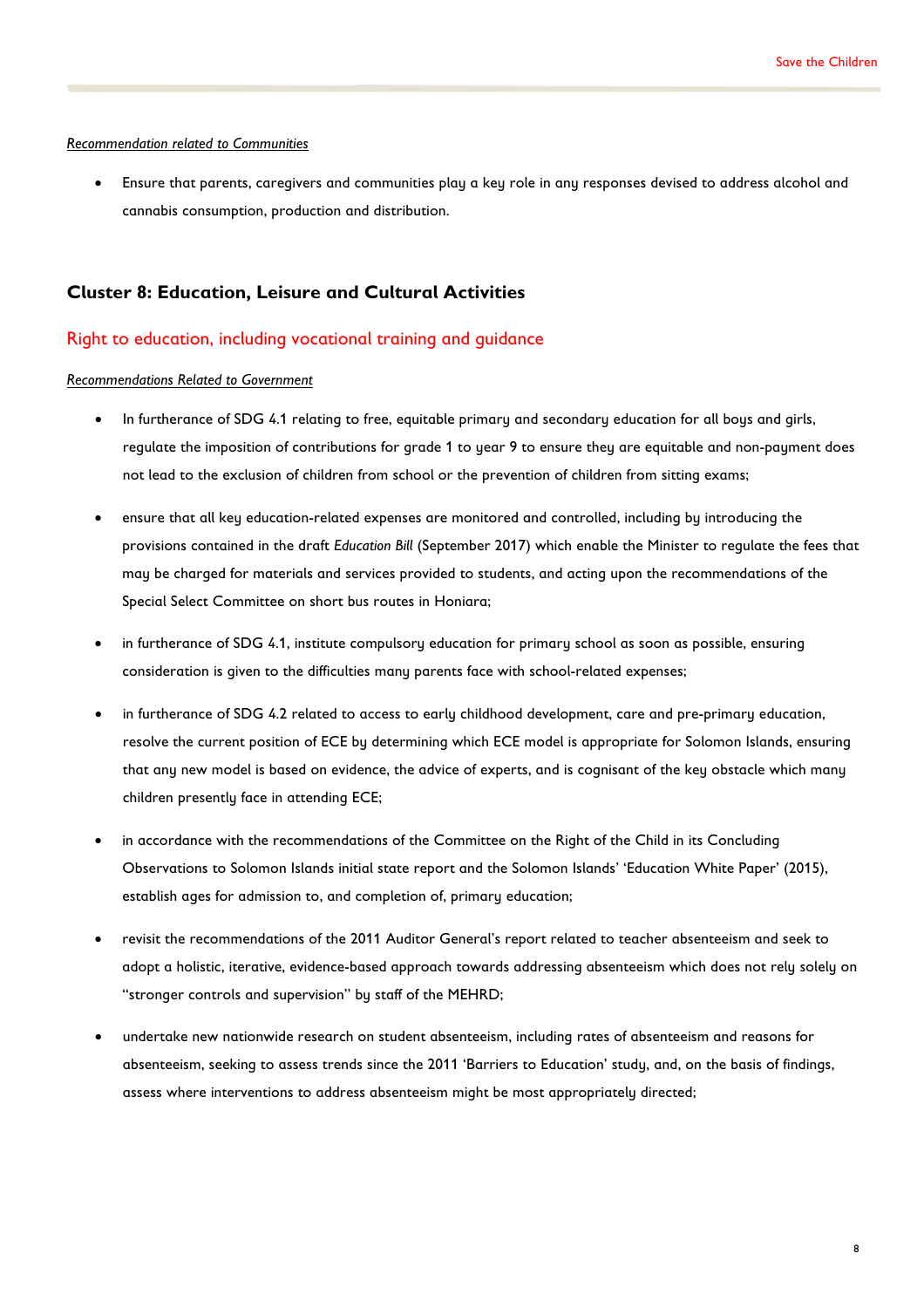*Recommendation related to Communities*

- Ensure that parents, caregivers and communities play a key role in any responses devised to address alcohol and cannabis consumption, production and distribution.

## Cluster 8: Education, Leisure and Cultural Activities

### Right to education, including vocational training and guidance

*Recommendations Related to Government*

- In furtherance of SDG 4.1 relating to free, equitable primary and secondary education for all boys and girls, regulate the imposition of contributions for grade 1 to year 9 to ensure they are equitable and non-payment does not lead to the exclusion of children from school or the prevention of children from sitting exams;
- ensure that all key education-related expenses are monitored and controlled, including by introducing the provisions contained in the draft *Education Bill* (September 2017) which enable the Minister to regulate the fees that may be charged for materials and services provided to students, and acting upon the recommendations of the Special Select Committee on short bus routes in Honiara;
- in furtherance of SDG 4.1, institute compulsory education for primary school as soon as possible, ensuring consideration is given to the difficulties many parents face with school-related expenses;
- in furtherance of SDG 4.2 related to access to early childhood development, care and pre-primary education, resolve the current position of ECE by determining which ECE model is appropriate for Solomon Islands, ensuring that any new model is based on evidence, the advice of experts, and is cognisant of the key obstacle which many children presently face in attending ECE;
- in accordance with the recommendations of the Committee on the Right of the Child in its Concluding Observations to Solomon Islands initial state report and the Solomon Islands' 'Education White Paper' (2015), establish ages for admission to, and completion of, primary education;
- revisit the recommendations of the 2011 Auditor General's report related to teacher absenteeism and seek to adopt a holistic, iterative, evidence-based approach towards addressing absenteeism which does not rely solely on "stronger controls and supervision" by staff of the MEHRD;
- undertake new nationwide research on student absenteeism, including rates of absenteeism and reasons for absenteeism, seeking to assess trends since the 2011 'Barriers to Education' study, and, on the basis of findings, assess where interventions to address absenteeism might be most appropriately directed;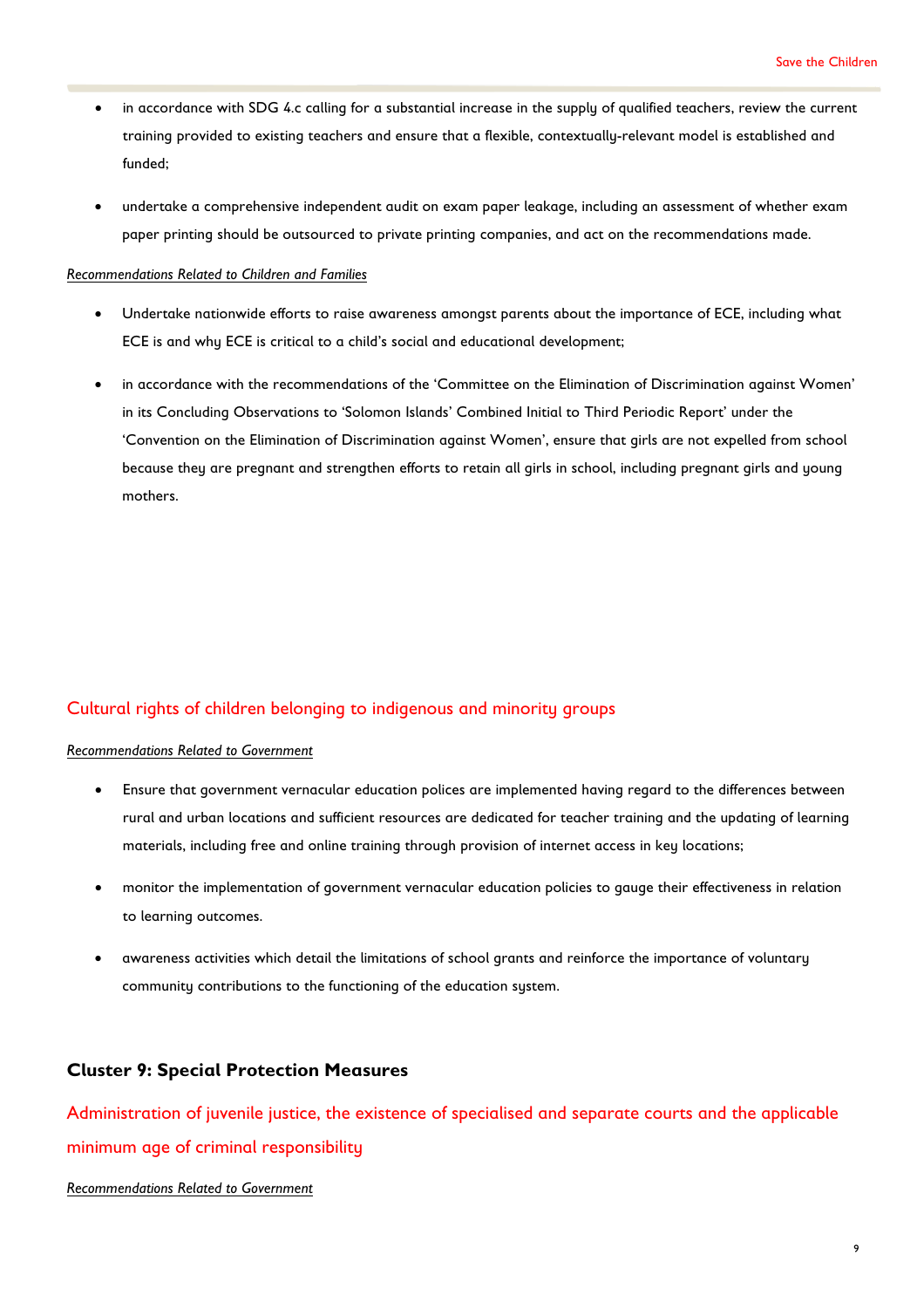- in accordance with SDG 4.c calling for a substantial increase in the supply of qualified teachers, review the current training provided to existing teachers and ensure that a flexible, contextually-relevant model is established and funded;

- undertake a comprehensive independent audit on exam paper leakage, including an assessment of whether exam paper printing should be outsourced to private printing companies, and act on the recommendations made.

*Recommendations Related to Children and Families*

- Undertake nationwide efforts to raise awareness amongst parents about the importance of ECE, including what ECE is and why ECE is critical to a child's social and educational development;

- in accordance with the recommendations of the 'Committee on the Elimination of Discrimination against Women' in its Concluding Observations to 'Solomon Islands' Combined Initial to Third Periodic Report' under the 'Convention on the Elimination of Discrimination against Women', ensure that girls are not expelled from school because they are pregnant and strengthen efforts to retain all girls in school, including pregnant girls and young mothers.

### Cultural rights of children belonging to indigenous and minority groups

*Recommendations Related to Government*

- Ensure that government vernacular education polices are implemented having regard to the differences between rural and urban locations and sufficient resources are dedicated for teacher training and the updating of learning materials, including free and online training through provision of internet access in key locations;

- monitor the implementation of government vernacular education policies to gauge their effectiveness in relation to learning outcomes.

- awareness activities which detail the limitations of school grants and reinforce the importance of voluntary community contributions to the functioning of the education system.

## Cluster 9: Special Protection Measures

### Administration of juvenile justice, the existence of specialised and separate courts and the applicable minimum age of criminal responsibility

*Recommendations Related to Government*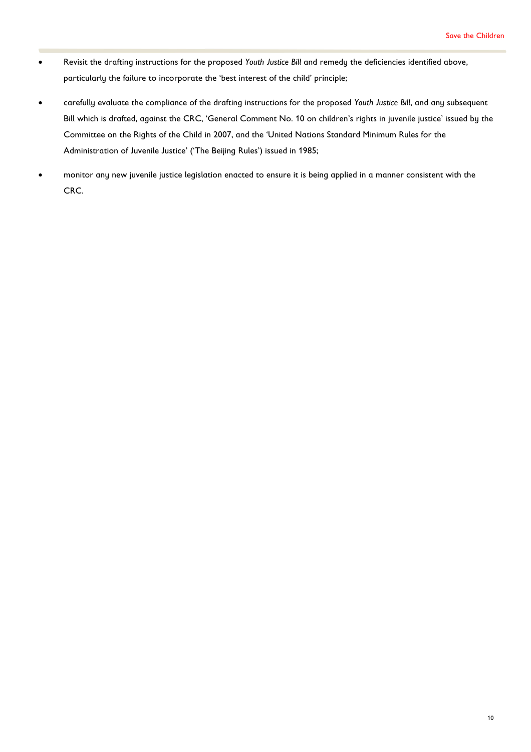- Revisit the drafting instructions for the proposed *Youth Justice Bill* and remedy the deficiencies identified above, particularly the failure to incorporate the 'best interest of the child' principle;

- carefully evaluate the compliance of the drafting instructions for the proposed *Youth Justice Bill*, and any subsequent Bill which is drafted, against the CRC, 'General Comment No. 10 on children's rights in juvenile justice' issued by the Committee on the Rights of the Child in 2007, and the 'United Nations Standard Minimum Rules for the Administration of Juvenile Justice' ('The Beijing Rules') issued in 1985;

- monitor any new juvenile justice legislation enacted to ensure it is being applied in a manner consistent with the CRC.